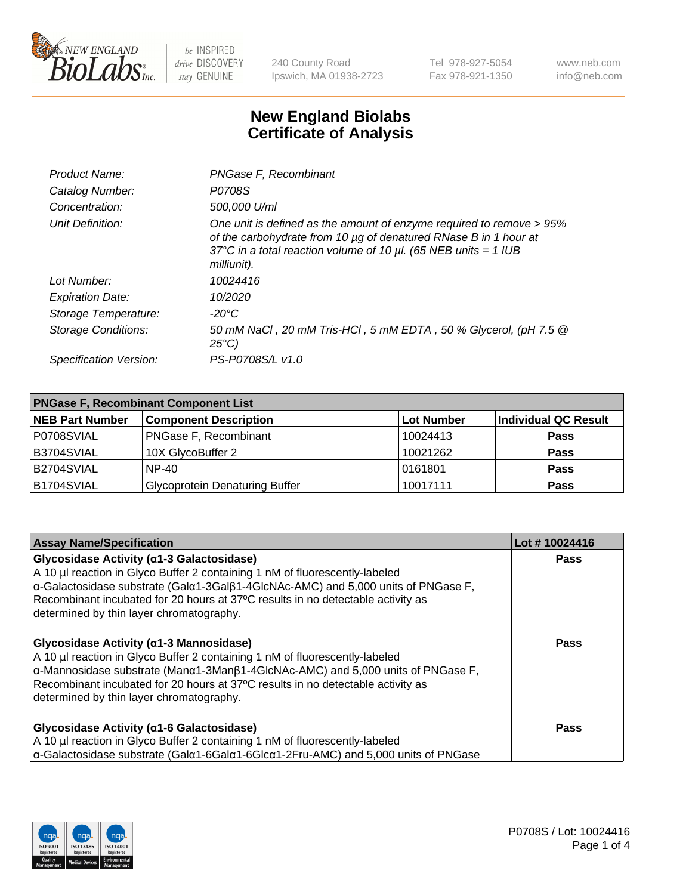New England BioLabs Inc. — be INSPIRED drive DISCOVERY stay GENUINE

240 County Road Ipswich, MA 01938-2723 | Tel 978-927-5054 Fax 978-921-1350 | www.neb.com info@neb.com

# New England Biolabs Certificate of Analysis

| | |
|---|---|
| *Product Name:* | *PNGase F, Recombinant* |
| *Catalog Number:* | *P0708S* |
| *Concentration:* | *500,000 U/ml* |
| *Unit Definition:* | *One unit is defined as the amount of enzyme required to remove > 95% of the carbohydrate from 10 µg of denatured RNase B in 1 hour at 37°C in a total reaction volume of 10 µl. (65 NEB units = 1 IUB milliunit).* |
| *Lot Number:* | *10024416* |
| *Expiration Date:* | *10/2020* |
| *Storage Temperature:* | *-20°C* |
| *Storage Conditions:* | *50 mM NaCl , 20 mM Tris-HCl , 5 mM EDTA , 50 % Glycerol, (pH 7.5 @ 25°C)* |
| *Specification Version:* | *PS-P0708S/L v1.0* |

| PNGase F, Recombinant Component List | | | |
|---|---|---|---|
| **NEB Part Number** | **Component Description** | **Lot Number** | **Individual QC Result** |
| P0708SVIAL | PNGase F, Recombinant | 10024413 | **Pass** |
| B3704SVIAL | 10X GlycoBuffer 2 | 10021262 | **Pass** |
| B2704SVIAL | NP-40 | 0161801 | **Pass** |
| B1704SVIAL | Glycoprotein Denaturing Buffer | 10017111 | **Pass** |

| Assay Name/Specification | Lot # 10024416 |
|---|---|
| **Glycosidase Activity (α1-3 Galactosidase)** A 10 µl reaction in Glyco Buffer 2 containing 1 nM of fluorescently-labeled α-Galactosidase substrate (Galα1-3Galβ1-4GlcNAc-AMC) and 5,000 units of PNGase F, Recombinant incubated for 20 hours at 37ºC results in no detectable activity as determined by thin layer chromatography. | **Pass** |
| **Glycosidase Activity (α1-3 Mannosidase)** A 10 µl reaction in Glyco Buffer 2 containing 1 nM of fluorescently-labeled α-Mannosidase substrate (Manα1-3Manβ1-4GlcNAc-AMC) and 5,000 units of PNGase F, Recombinant incubated for 20 hours at 37ºC results in no detectable activity as determined by thin layer chromatography. | **Pass** |
| **Glycosidase Activity (α1-6 Galactosidase)** A 10 µl reaction in Glyco Buffer 2 containing 1 nM of fluorescently-labeled α-Galactosidase substrate (Galα1-6Galα1-6Glcα1-2Fru-AMC) and 5,000 units of PNGase | **Pass** |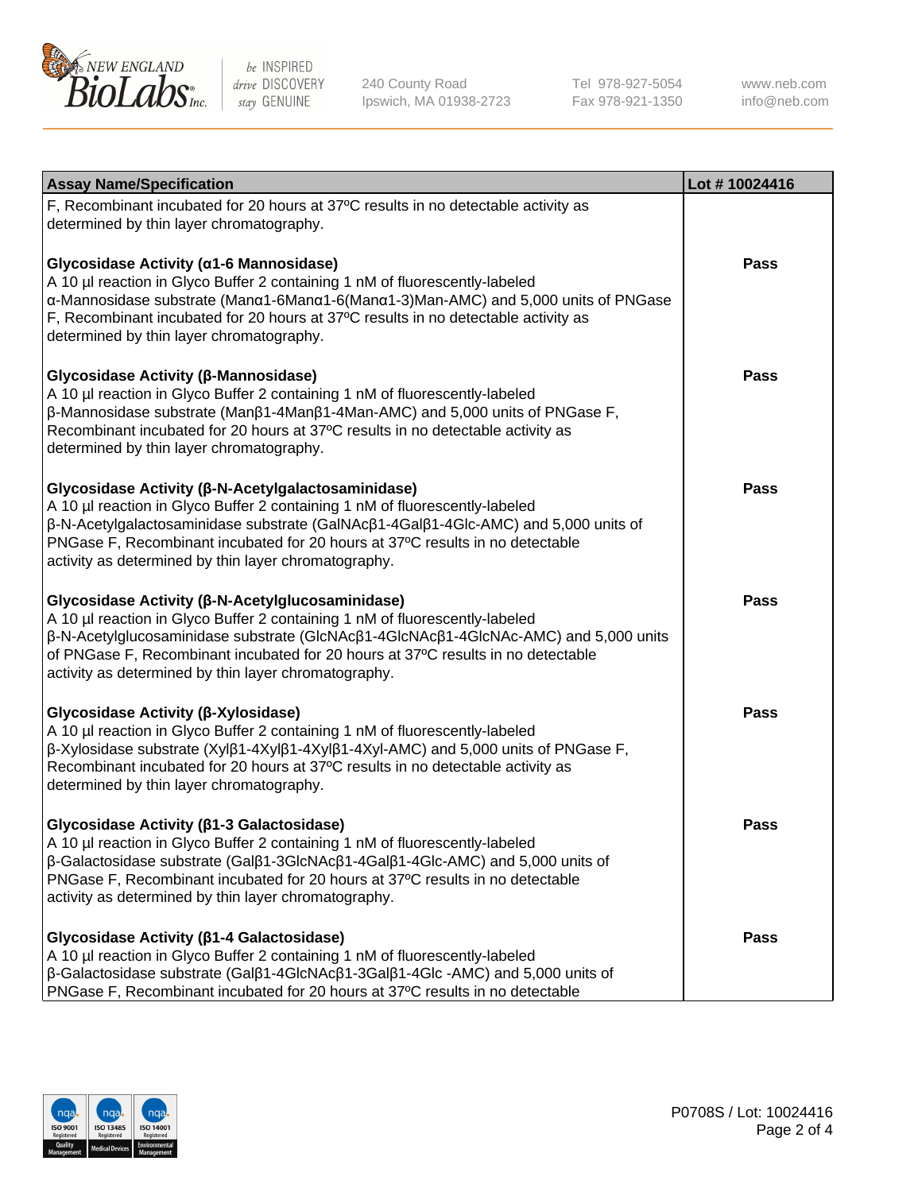| Assay Name/Specification | Lot # 10024416 |
|---|---|
| F, Recombinant incubated for 20 hours at 37ºC results in no detectable activity as determined by thin layer chromatography. | |
| **Glycosidase Activity (α1-6 Mannosidase)**<br>A 10 µl reaction in Glyco Buffer 2 containing 1 nM of fluorescently-labeled α-Mannosidase substrate (Manα1-6Manα1-6(Manα1-3)Man-AMC) and 5,000 units of PNGase F, Recombinant incubated for 20 hours at 37ºC results in no detectable activity as determined by thin layer chromatography. | Pass |
| **Glycosidase Activity (β-Mannosidase)**<br>A 10 µl reaction in Glyco Buffer 2 containing 1 nM of fluorescently-labeled β-Mannosidase substrate (Manβ1-4Manβ1-4Man-AMC) and 5,000 units of PNGase F, Recombinant incubated for 20 hours at 37ºC results in no detectable activity as determined by thin layer chromatography. | Pass |
| **Glycosidase Activity (β-N-Acetylgalactosaminidase)**<br>A 10 µl reaction in Glyco Buffer 2 containing 1 nM of fluorescently-labeled β-N-Acetylgalactosaminidase substrate (GalNAcβ1-4Galβ1-4Glc-AMC) and 5,000 units of PNGase F, Recombinant incubated for 20 hours at 37ºC results in no detectable activity as determined by thin layer chromatography. | Pass |
| **Glycosidase Activity (β-N-Acetylglucosaminidase)**<br>A 10 µl reaction in Glyco Buffer 2 containing 1 nM of fluorescently-labeled β-N-Acetylglucosaminidase substrate (GlcNAcβ1-4GlcNAcβ1-4GlcNAc-AMC) and 5,000 units of PNGase F, Recombinant incubated for 20 hours at 37ºC results in no detectable activity as determined by thin layer chromatography. | Pass |
| **Glycosidase Activity (β-Xylosidase)**<br>A 10 µl reaction in Glyco Buffer 2 containing 1 nM of fluorescently-labeled β-Xylosidase substrate (Xylβ1-4Xylβ1-4Xylβ1-4Xyl-AMC) and 5,000 units of PNGase F, Recombinant incubated for 20 hours at 37ºC results in no detectable activity as determined by thin layer chromatography. | Pass |
| **Glycosidase Activity (β1-3 Galactosidase)**<br>A 10 µl reaction in Glyco Buffer 2 containing 1 nM of fluorescently-labeled β-Galactosidase substrate (Galβ1-3GlcNAcβ1-4Galβ1-4Glc-AMC) and 5,000 units of PNGase F, Recombinant incubated for 20 hours at 37ºC results in no detectable activity as determined by thin layer chromatography. | Pass |
| **Glycosidase Activity (β1-4 Galactosidase)**<br>A 10 µl reaction in Glyco Buffer 2 containing 1 nM of fluorescently-labeled β-Galactosidase substrate (Galβ1-4GlcNAcβ1-3Galβ1-4Glc -AMC) and 5,000 units of PNGase F, Recombinant incubated for 20 hours at 37ºC results in no detectable | Pass |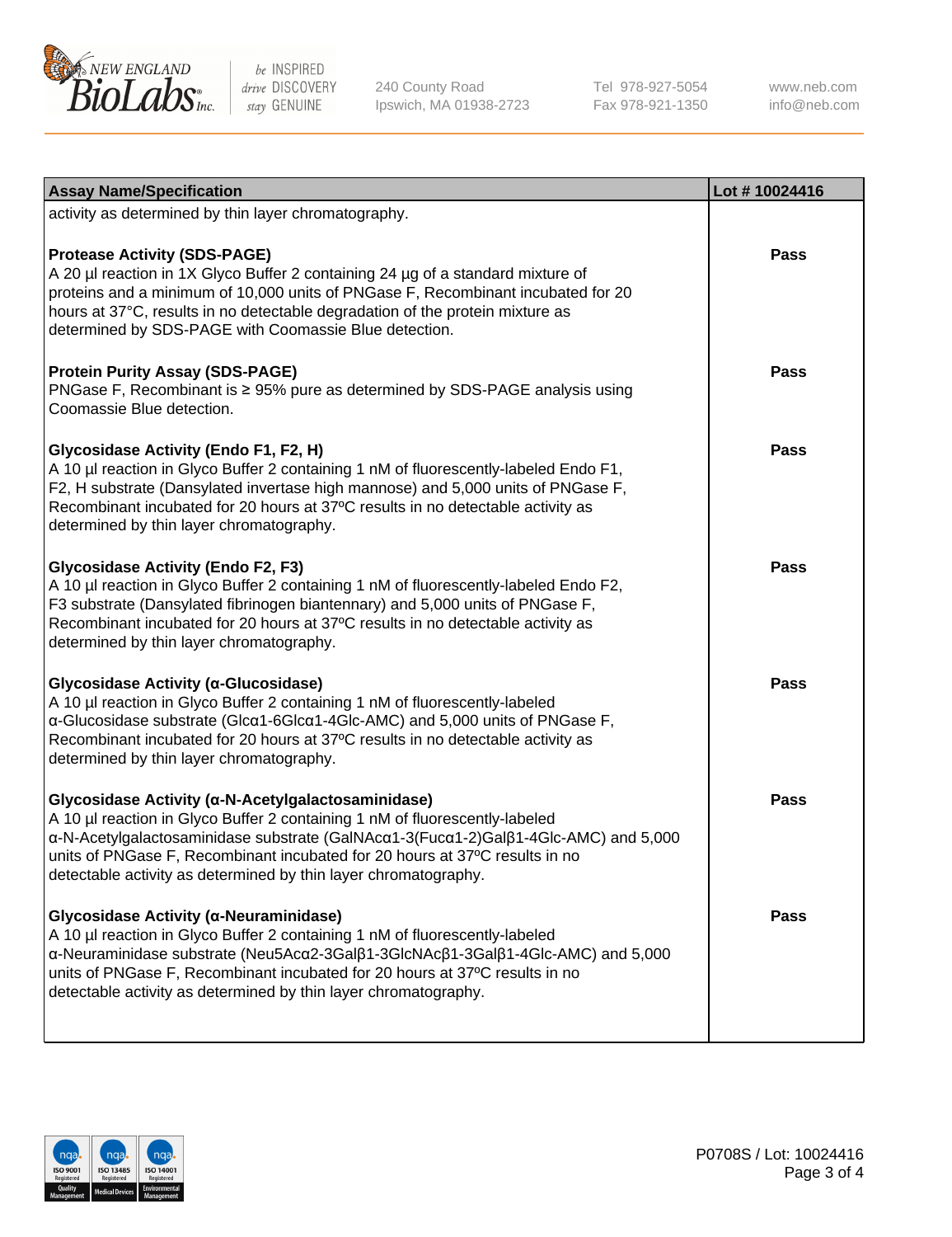| Assay Name/Specification | Lot # 10024416 |
|---|---|
| activity as determined by thin layer chromatography. | |
| **Protease Activity (SDS-PAGE)**<br>A 20 µl reaction in 1X Glyco Buffer 2 containing 24 µg of a standard mixture of proteins and a minimum of 10,000 units of PNGase F, Recombinant incubated for 20 hours at 37°C, results in no detectable degradation of the protein mixture as determined by SDS-PAGE with Coomassie Blue detection. | Pass |
| **Protein Purity Assay (SDS-PAGE)**<br>PNGase F, Recombinant is ≥ 95% pure as determined by SDS-PAGE analysis using Coomassie Blue detection. | Pass |
| **Glycosidase Activity (Endo F1, F2, H)**<br>A 10 µl reaction in Glyco Buffer 2 containing 1 nM of fluorescently-labeled Endo F1, F2, H substrate (Dansylated invertase high mannose) and 5,000 units of PNGase F, Recombinant incubated for 20 hours at 37ºC results in no detectable activity as determined by thin layer chromatography. | Pass |
| **Glycosidase Activity (Endo F2, F3)**<br>A 10 µl reaction in Glyco Buffer 2 containing 1 nM of fluorescently-labeled Endo F2, F3 substrate (Dansylated fibrinogen biantennary) and 5,000 units of PNGase F, Recombinant incubated for 20 hours at 37ºC results in no detectable activity as determined by thin layer chromatography. | Pass |
| **Glycosidase Activity (α-Glucosidase)**<br>A 10 µl reaction in Glyco Buffer 2 containing 1 nM of fluorescently-labeled α-Glucosidase substrate (Glcα1-6Glcα1-4Glc-AMC) and 5,000 units of PNGase F, Recombinant incubated for 20 hours at 37ºC results in no detectable activity as determined by thin layer chromatography. | Pass |
| **Glycosidase Activity (α-N-Acetylgalactosaminidase)**<br>A 10 µl reaction in Glyco Buffer 2 containing 1 nM of fluorescently-labeled α-N-Acetylgalactosaminidase substrate (GalNAcα1-3(Fucα1-2)Galβ1-4Glc-AMC) and 5,000 units of PNGase F, Recombinant incubated for 20 hours at 37ºC results in no detectable activity as determined by thin layer chromatography. | Pass |
| **Glycosidase Activity (α-Neuraminidase)**<br>A 10 µl reaction in Glyco Buffer 2 containing 1 nM of fluorescently-labeled α-Neuraminidase substrate (Neu5Acα2-3Galβ1-3GlcNAcβ1-3Galβ1-4Glc-AMC) and 5,000 units of PNGase F, Recombinant incubated for 20 hours at 37ºC results in no detectable activity as determined by thin layer chromatography. | Pass |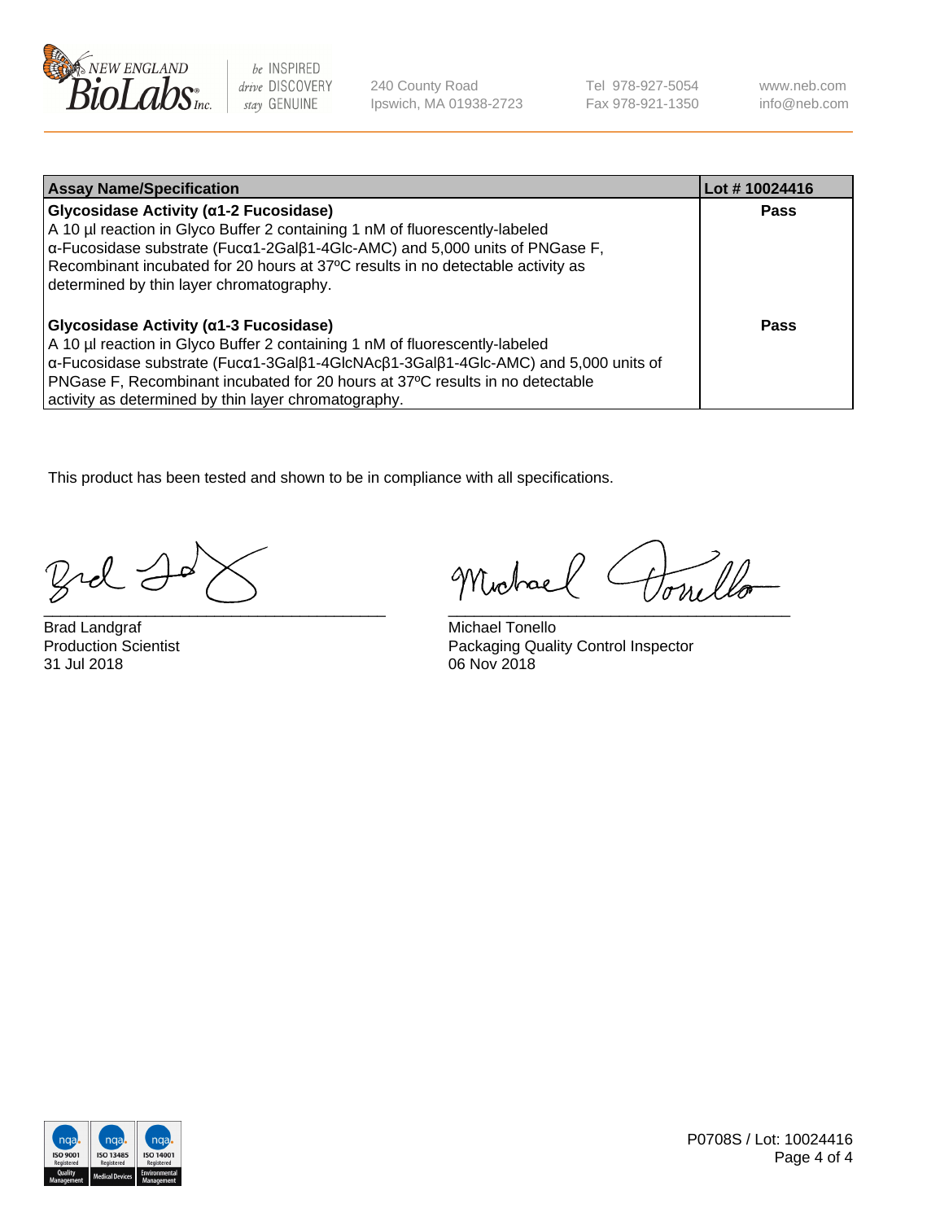NEW ENGLAND BioLabs Inc. — be INSPIRED drive DISCOVERY stay GENUINE

240 County Road
Ipswich, MA 01938-2723

Tel 978-927-5054
Fax 978-921-1350

www.neb.com
info@neb.com

| Assay Name/Specification | Lot # 10024416 |
|---|---|
| **Glycosidase Activity (α1-2 Fucosidase)**<br>A 10 µl reaction in Glyco Buffer 2 containing 1 nM of fluorescently-labeled α-Fucosidase substrate (Fucα1-2Galβ1-4Glc-AMC) and 5,000 units of PNGase F, Recombinant incubated for 20 hours at 37ºC results in no detectable activity as determined by thin layer chromatography. | **Pass** |
| **Glycosidase Activity (α1-3 Fucosidase)**<br>A 10 µl reaction in Glyco Buffer 2 containing 1 nM of fluorescently-labeled α-Fucosidase substrate (Fucα1-3Galβ1-4GlcNAcβ1-3Galβ1-4Glc-AMC) and 5,000 units of PNGase F, Recombinant incubated for 20 hours at 37ºC results in no detectable activity as determined by thin layer chromatography. | **Pass** |

This product has been tested and shown to be in compliance with all specifications.

Brad Landgraf
Production Scientist
31 Jul 2018

Michael Tonello
Packaging Quality Control Inspector
06 Nov 2018

ISO 9001 Registered Quality Management | ISO 13485 Registered Medical Devices | ISO 14001 Registered Environmental Management

P0708S / Lot: 10024416